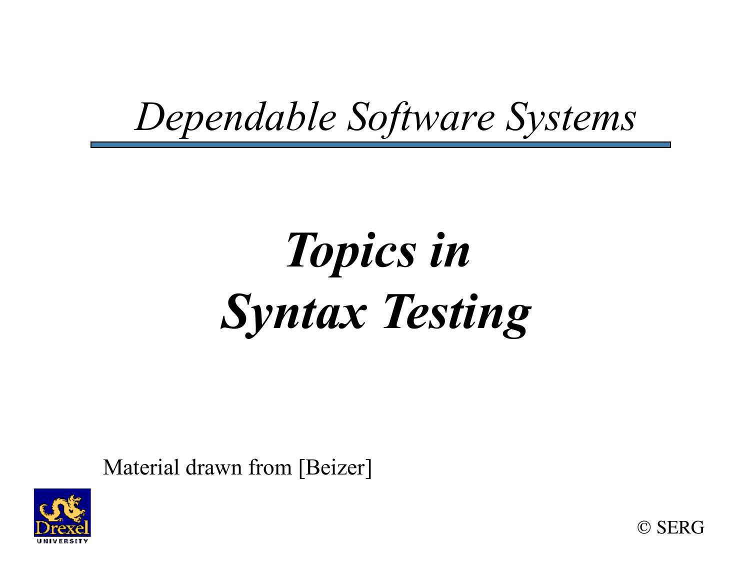*Dependable Software Systems*

# *Topics in Syntax Testing*

Material drawn from [Beizer]

© SERG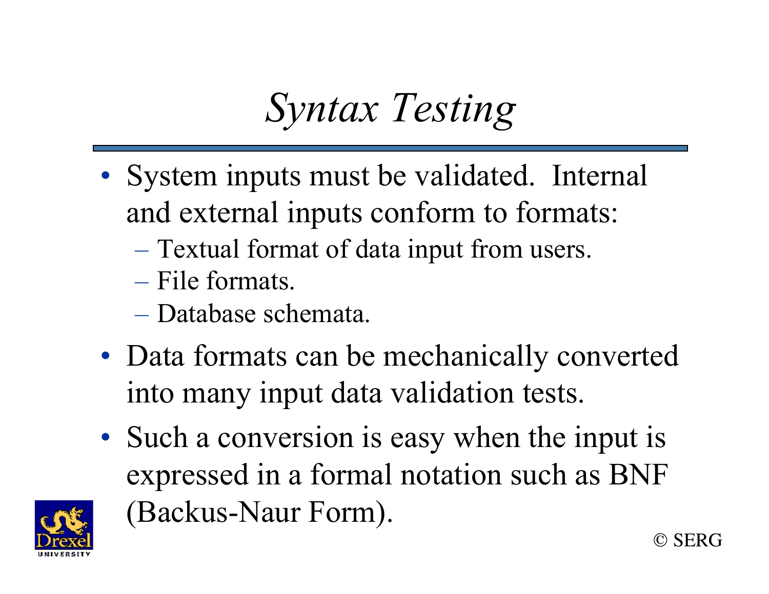# *Syntax Testing*

- System inputs must be validated. Internal and external inputs conform to formats:
  - Textual format of data input from users.
  - File formats.
  - Database schemata.
- Data formats can be mechanically converted into many input data validation tests.
- Such a conversion is easy when the input is expressed in a formal notation such as BNF (Backus-Naur Form).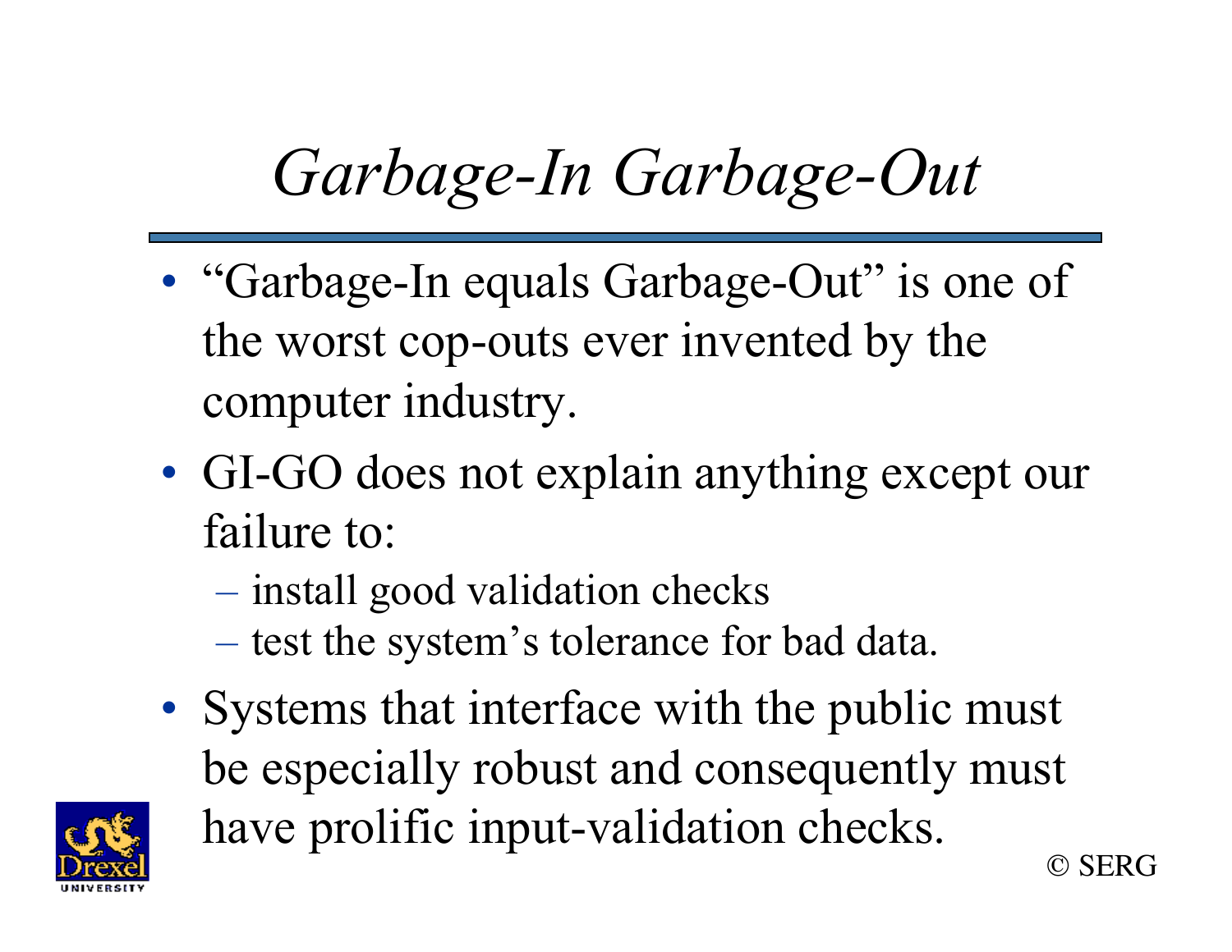# *Garbage-In Garbage-Out*

- "Garbage-In equals Garbage-Out" is one of the worst cop-outs ever invented by the computer industry.
- GI-GO does not explain anything except our failure to:
  - install good validation checks
  - test the system's tolerance for bad data.
- Systems that interface with the public must be especially robust and consequently must have prolific input-validation checks.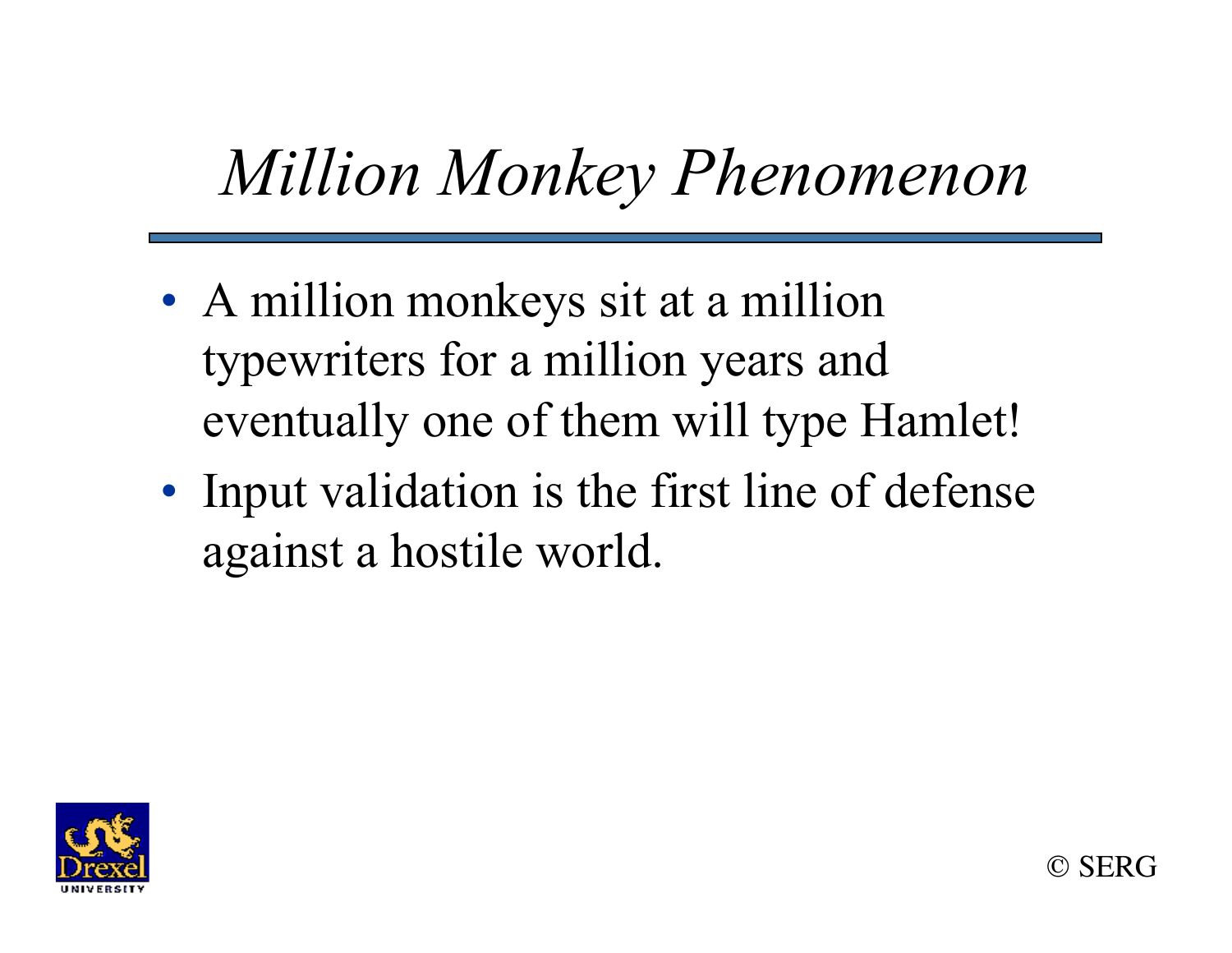# *Million Monkey Phenomenon*

- A million monkeys sit at a million typewriters for a million years and eventually one of them will type Hamlet!
- Input validation is the first line of defense against a hostile world.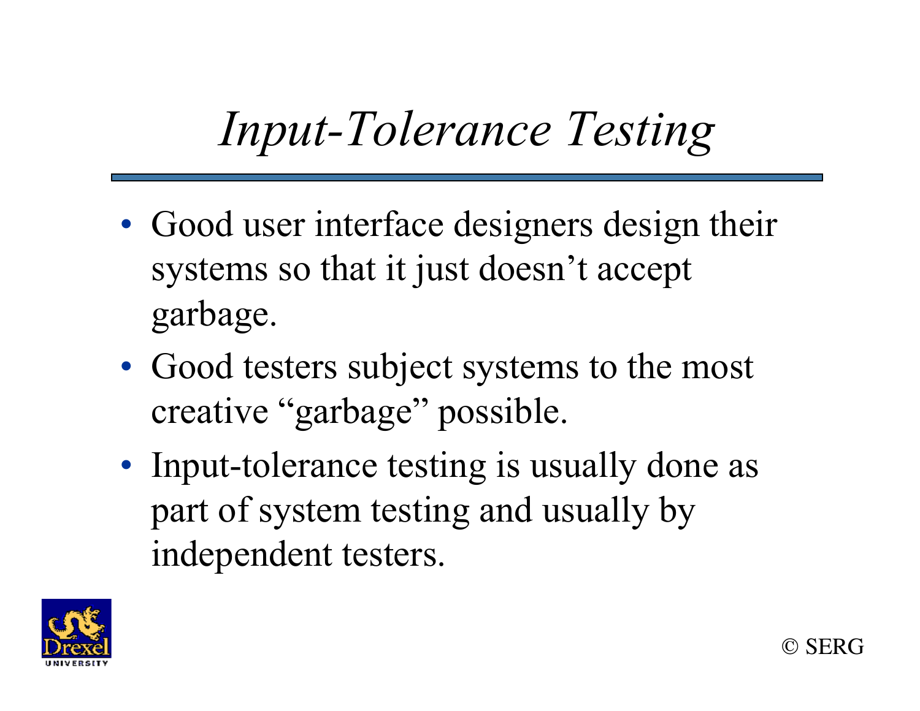# *Input-Tolerance Testing*

- Good user interface designers design their systems so that it just doesn’t accept garbage.
- Good testers subject systems to the most creative “garbage” possible.
- Input-tolerance testing is usually done as part of system testing and usually by independent testers.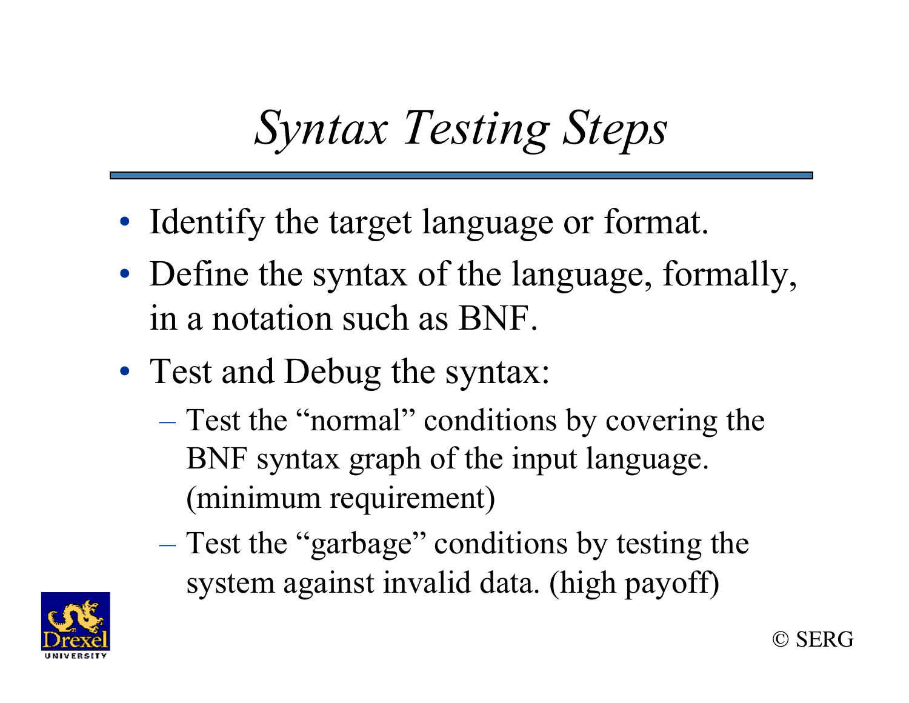# *Syntax Testing Steps*

- Identify the target language or format.
- Define the syntax of the language, formally, in a notation such as BNF.
- Test and Debug the syntax:
  - Test the "normal" conditions by covering the BNF syntax graph of the input language. (minimum requirement)
  - Test the "garbage" conditions by testing the system against invalid data. (high payoff)

© SERG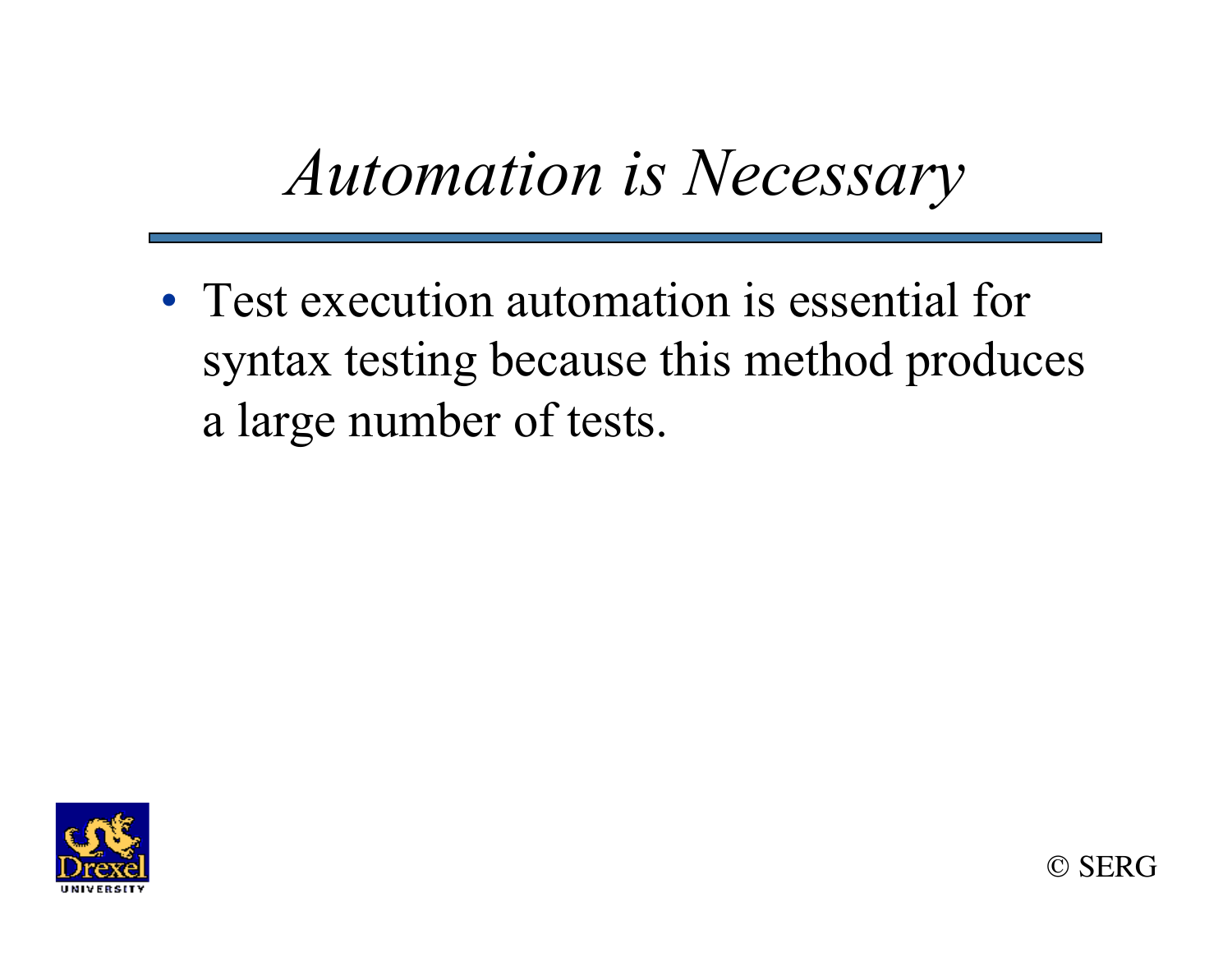# *Automation is Necessary*

- Test execution automation is essential for syntax testing because this method produces a large number of tests.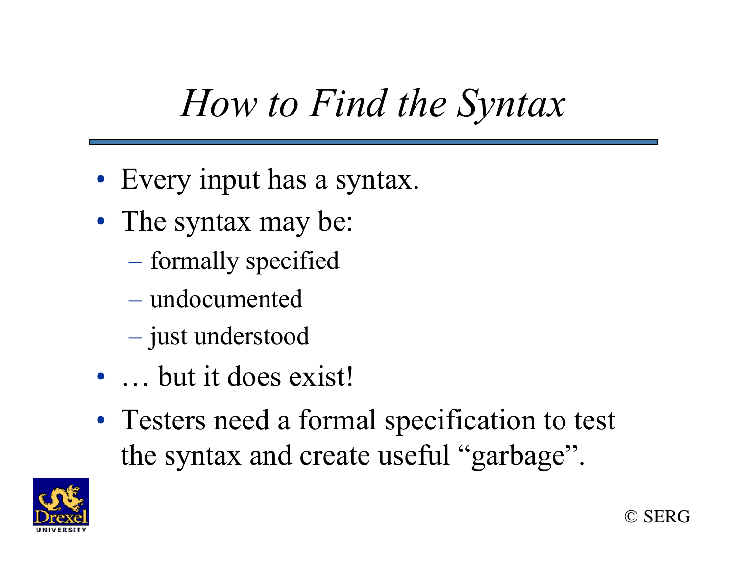# *How to Find the Syntax*

- Every input has a syntax.
- The syntax may be:
  - formally specified
  - undocumented
  - just understood
- … but it does exist!
- Testers need a formal specification to test the syntax and create useful "garbage".

© SERG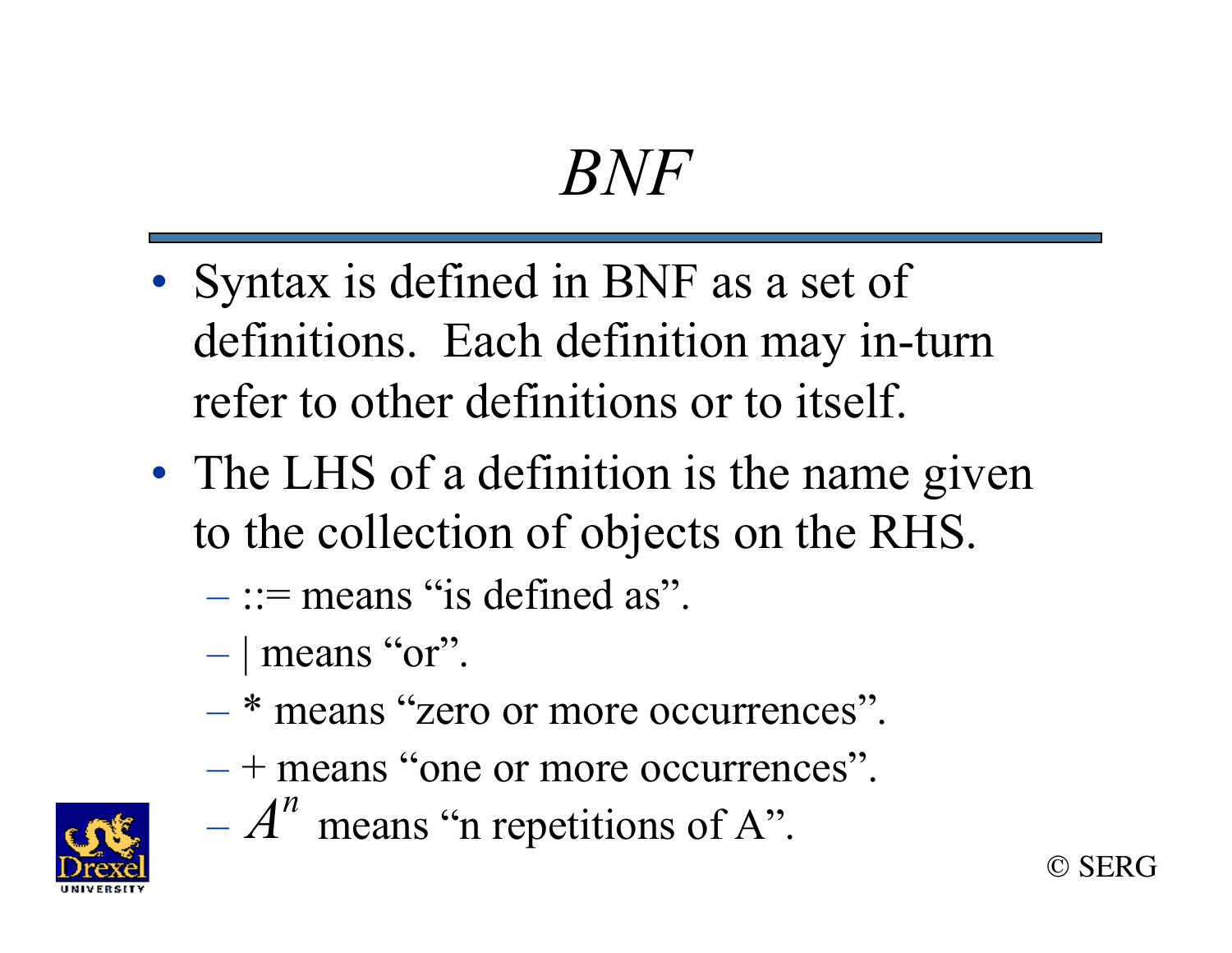# *BNF*

- Syntax is defined in BNF as a set of definitions. Each definition may in-turn refer to other definitions or to itself.
- The LHS of a definition is the name given to the collection of objects on the RHS.
  - ::= means "is defined as".
  - | means "or".
  - * means "zero or more occurrences".
  - + means "one or more occurrences".
  - $A^n$ means "n repetitions of A".

© SERG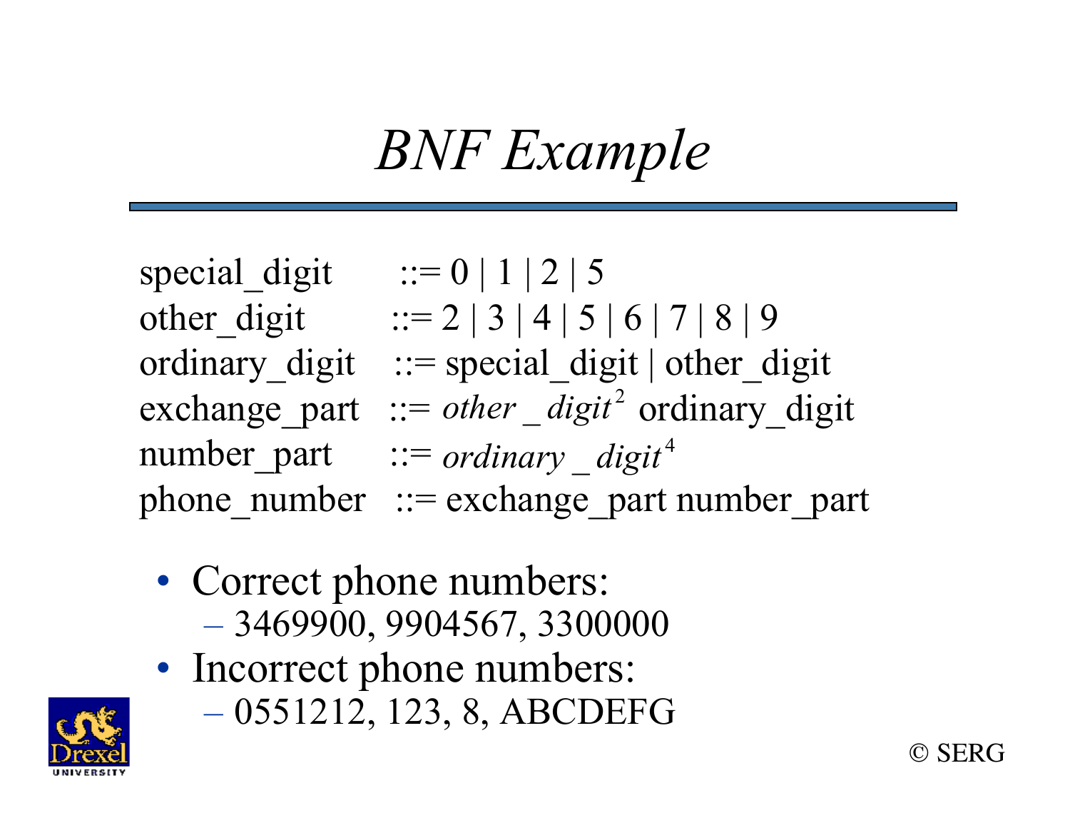# BNF Example

special_digit ::= 0 | 1 | 2 | 5
other_digit ::= 2 | 3 | 4 | 5 | 6 | 7 | 8 | 9
ordinary_digit ::= special_digit | other_digit
exchange_part ::= $other\_digit^2$ ordinary_digit
number_part ::= $ordinary\_digit^4$
phone_number ::= exchange_part number_part

- Correct phone numbers:
  - 3469900, 9904567, 3300000
- Incorrect phone numbers:
  - 0551212, 123, 8, ABCDEFG

© SERG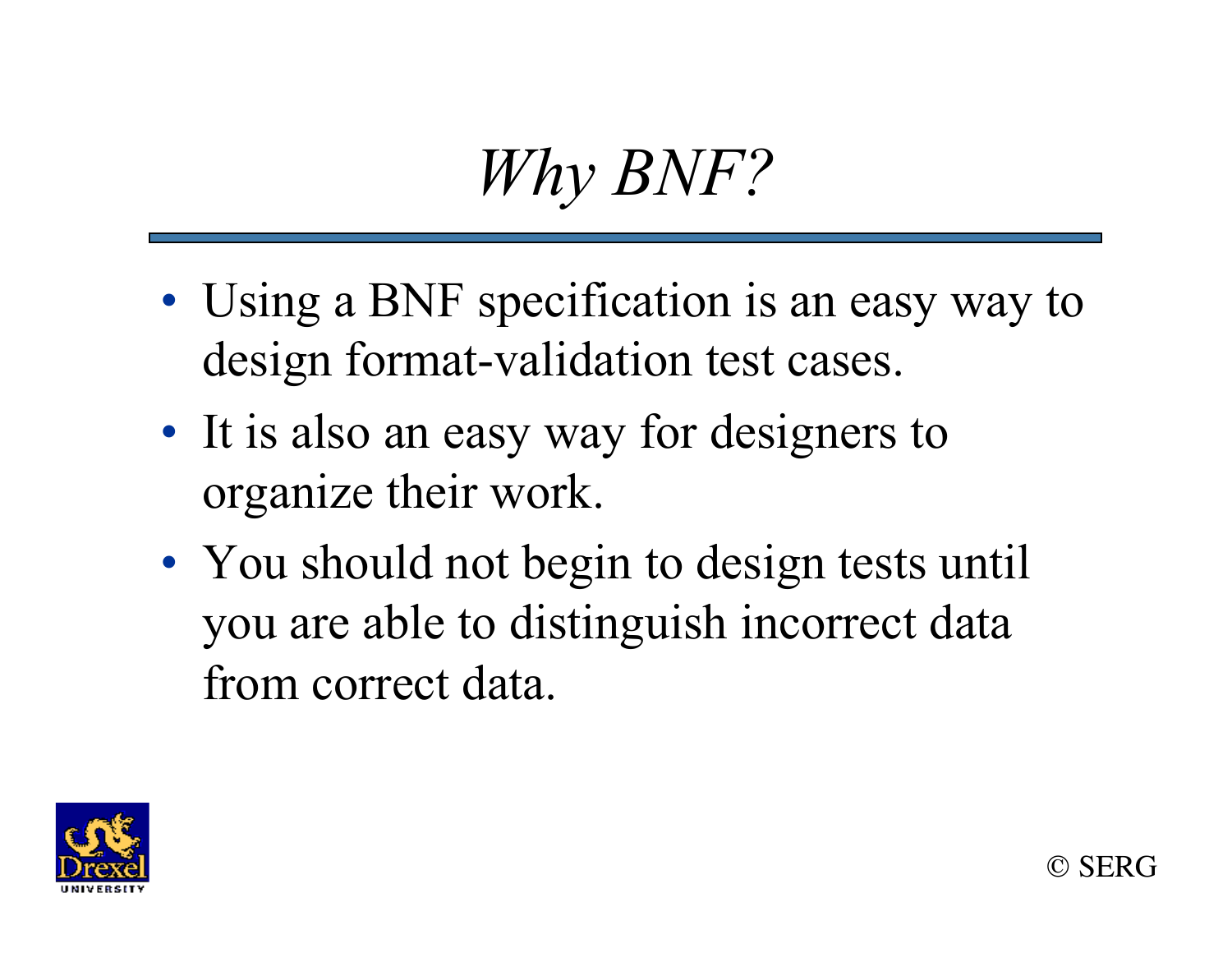# *Why BNF?*

- Using a BNF specification is an easy way to design format-validation test cases.
- It is also an easy way for designers to organize their work.
- You should not begin to design tests until you are able to distinguish incorrect data from correct data.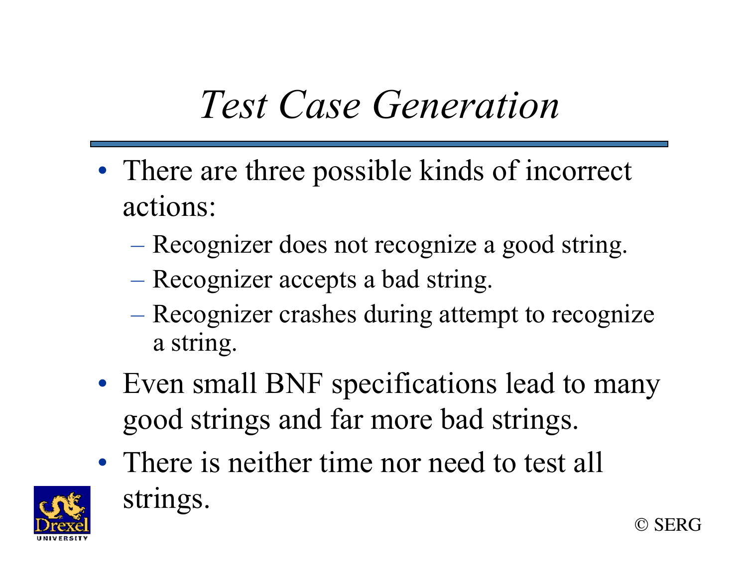# *Test Case Generation*

- There are three possible kinds of incorrect actions:
  - Recognizer does not recognize a good string.
  - Recognizer accepts a bad string.
  - Recognizer crashes during attempt to recognize a string.
- Even small BNF specifications lead to many good strings and far more bad strings.
- There is neither time nor need to test all strings.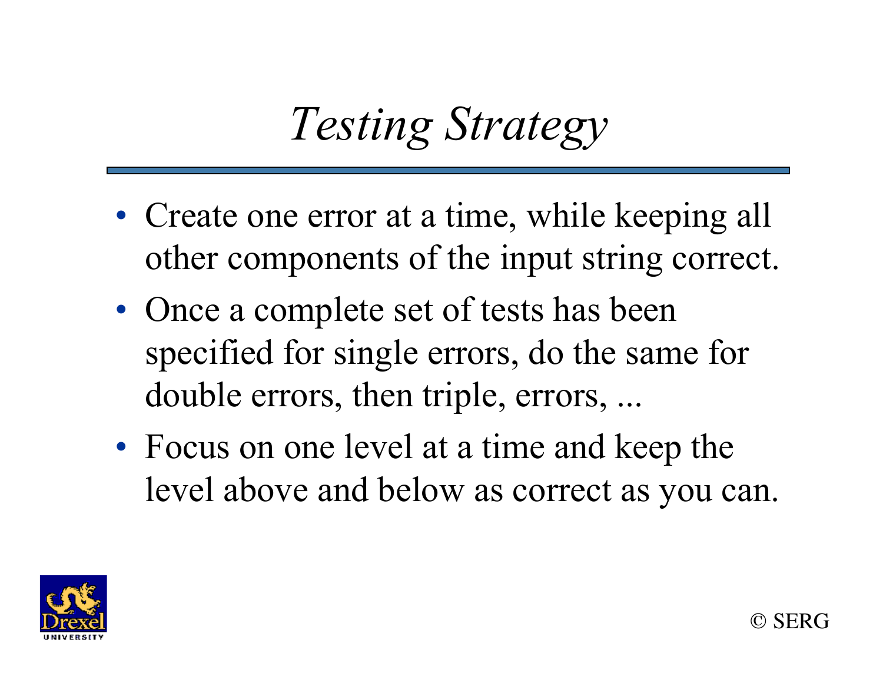# *Testing Strategy*

- Create one error at a time, while keeping all other components of the input string correct.
- Once a complete set of tests has been specified for single errors, do the same for double errors, then triple, errors, ...
- Focus on one level at a time and keep the level above and below as correct as you can.

© SERG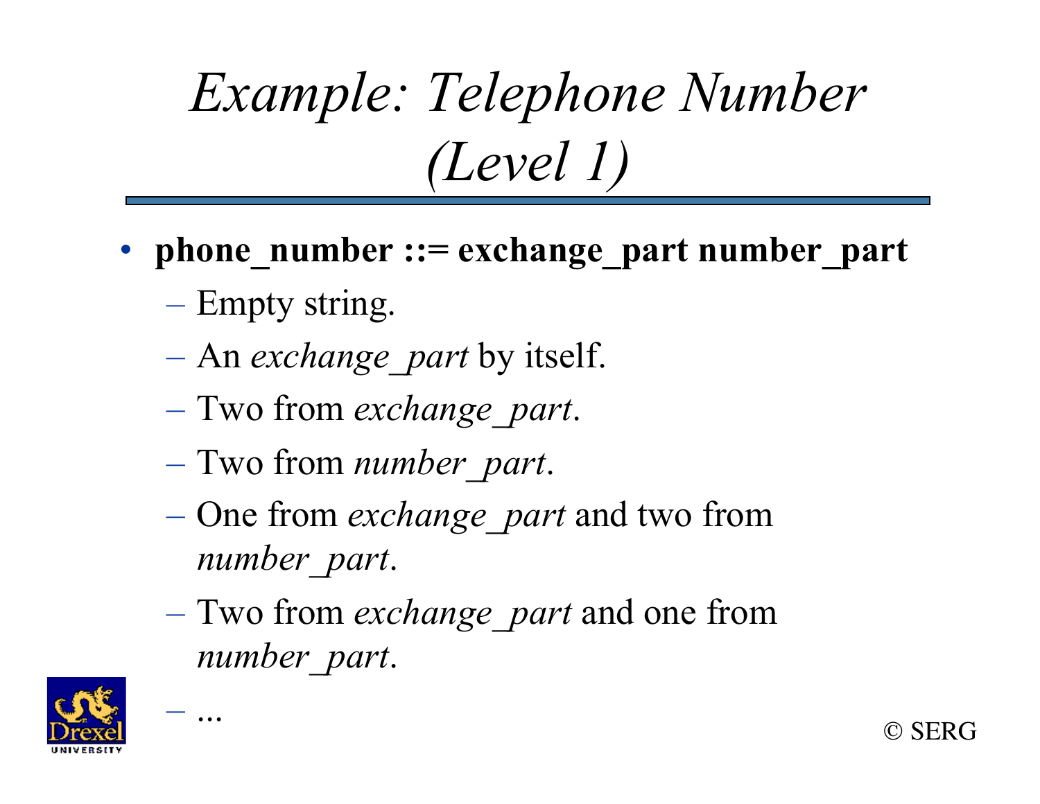# *Example: Telephone Number (Level 1)*

- **phone_number ::= exchange_part number_part**
  - Empty string.
  - An *exchange_part* by itself.
  - Two from *exchange_part*.
  - Two from *number_part*.
  - One from *exchange_part* and two from *number_part*.
  - Two from *exchange_part* and one from *number_part*.
  - ...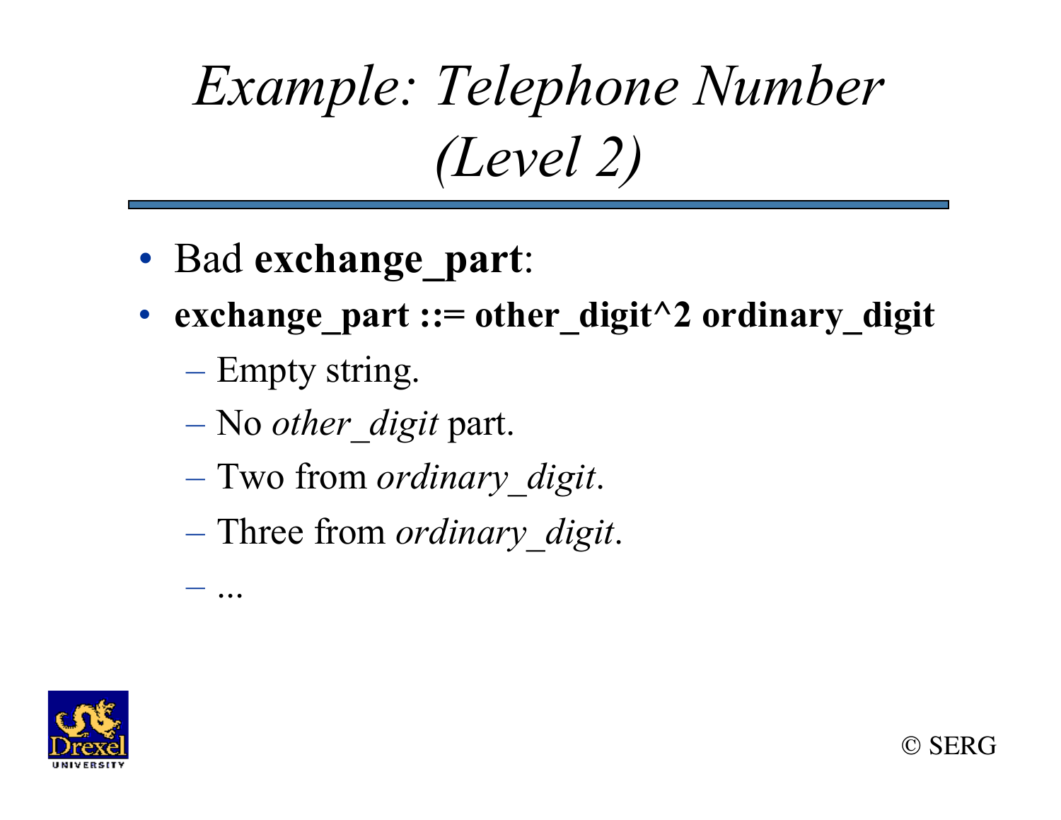# *Example: Telephone Number (Level 2)*

- Bad **exchange_part**:
- **exchange_part ::= other_digit^2 ordinary_digit**
  - Empty string.
  - No *other_digit* part.
  - Two from *ordinary_digit*.
  - Three from *ordinary_digit*.
  - ...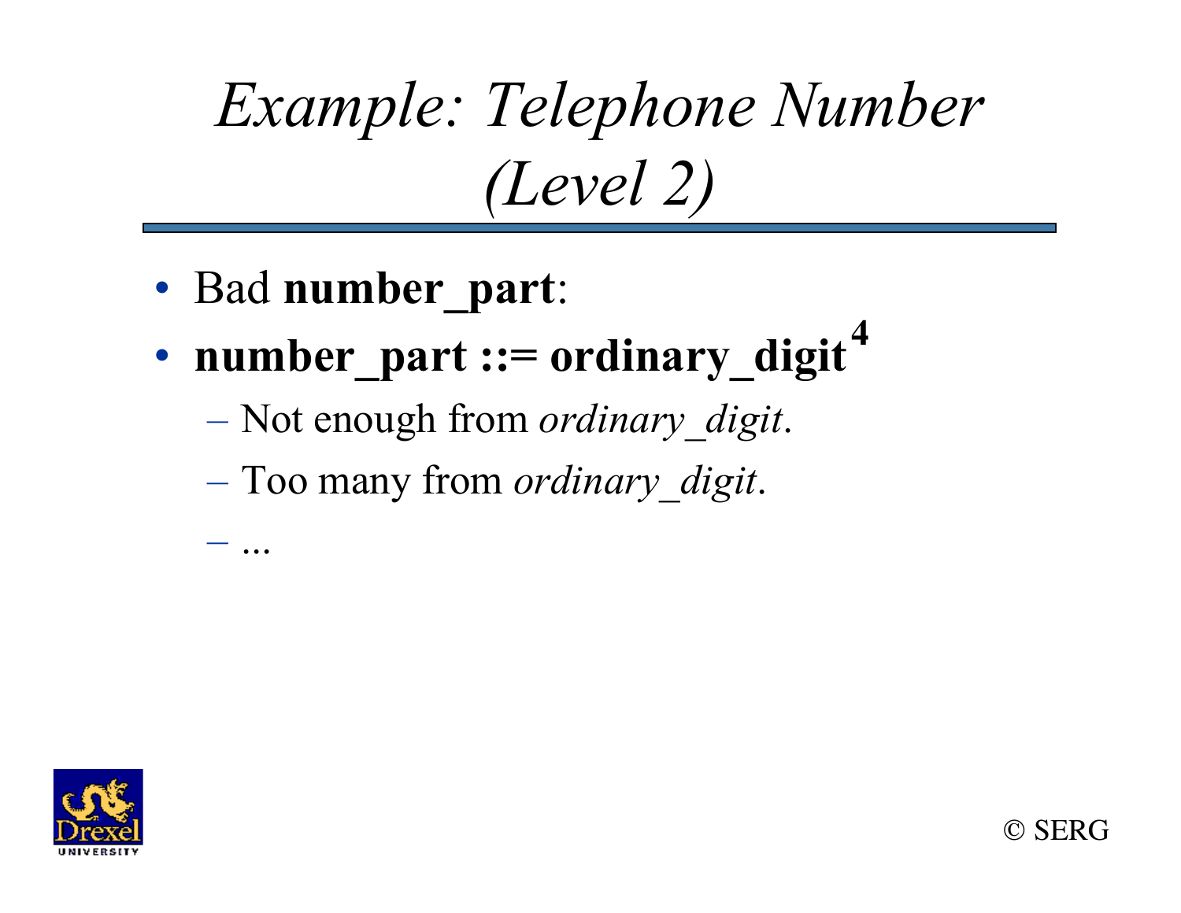# *Example: Telephone Number (Level 2)*

- Bad **number_part**:
- **number_part ::= ordinary_digit$^{4}$**
  - Not enough from *ordinary_digit*.
  - Too many from *ordinary_digit*.
  - ...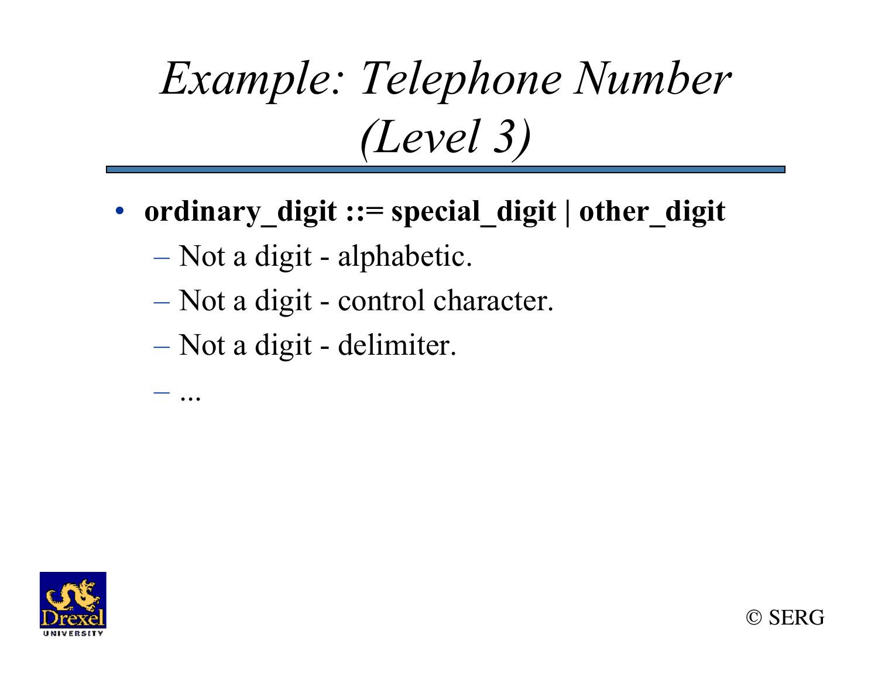# *Example: Telephone Number (Level 3)*

- **ordinary_digit ::= special_digit | other_digit**
  - Not a digit - alphabetic.
  - Not a digit - control character.
  - Not a digit - delimiter.
  - ...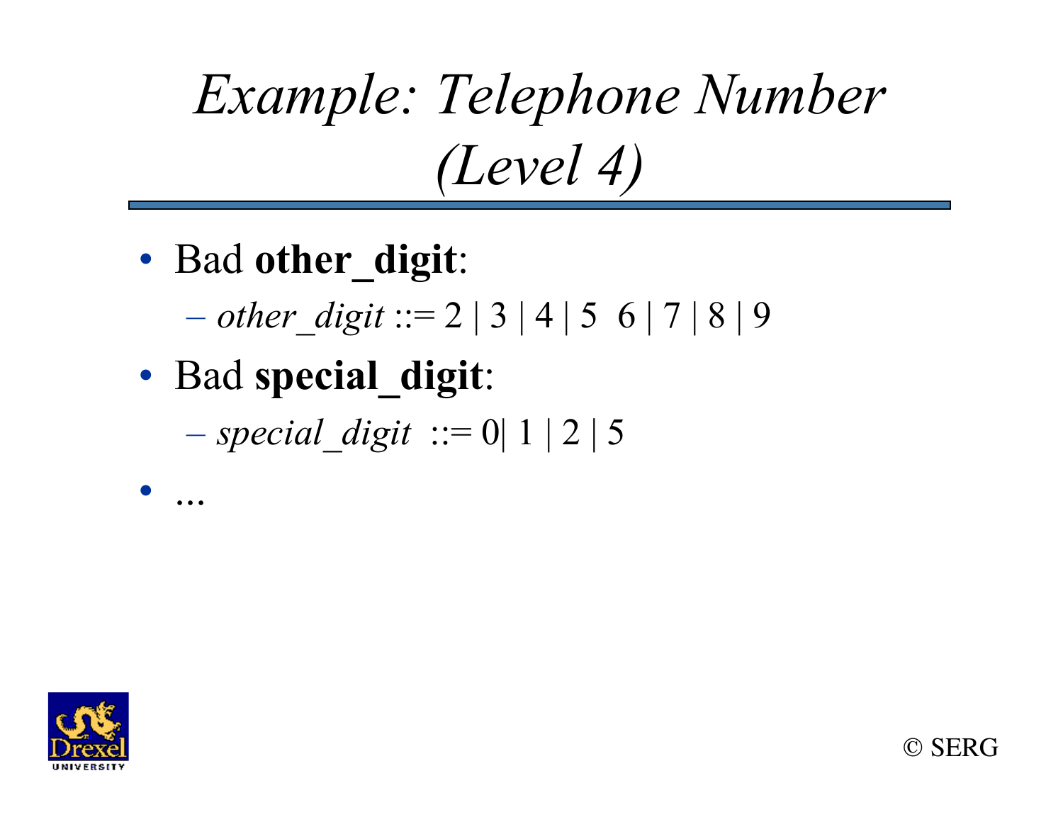# Example: Telephone Number (Level 4)

- Bad **other_digit**:
  - *other_digit* ::= 2 | 3 | 4 | 5  6 | 7 | 8 | 9
- Bad **special_digit**:
  - *special_digit*  ::= 0| 1 | 2 | 5
- ...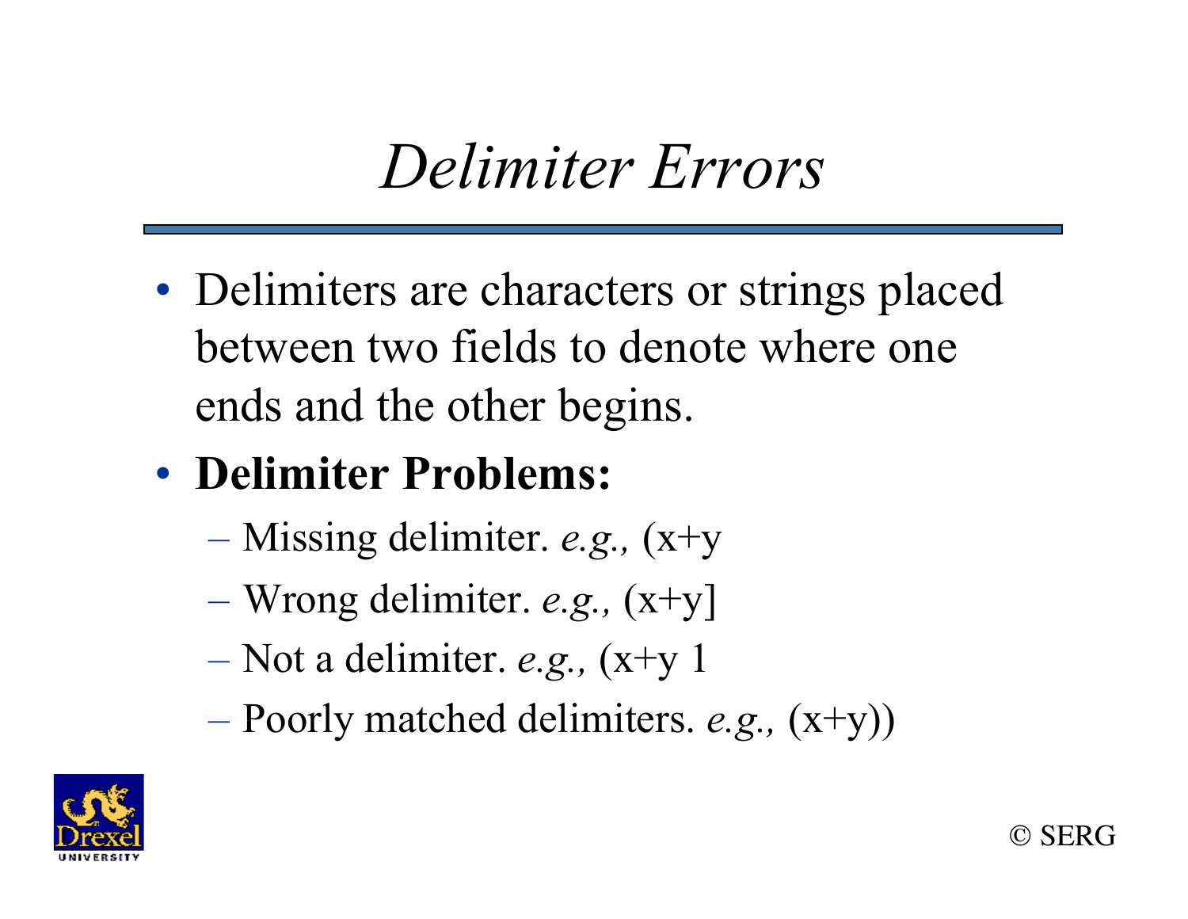# *Delimiter Errors*

- Delimiters are characters or strings placed between two fields to denote where one ends and the other begins.
- **Delimiter Problems:**
  - Missing delimiter. *e.g.,* (x+y
  - Wrong delimiter. *e.g.,* (x+y]
  - Not a delimiter. *e.g.,* (x+y 1
  - Poorly matched delimiters. *e.g.,* (x+y))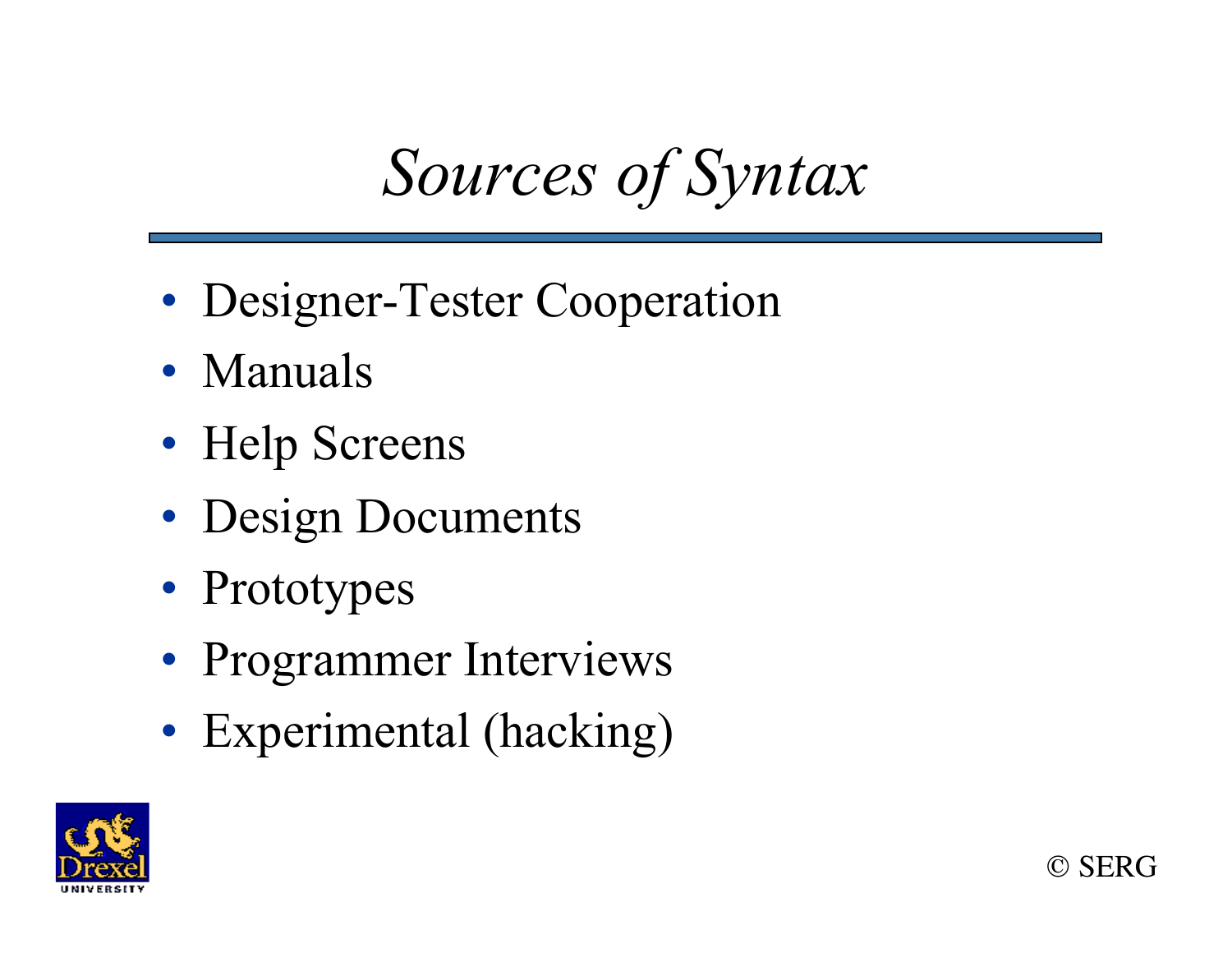# *Sources of Syntax*

- Designer-Tester Cooperation
- Manuals
- Help Screens
- Design Documents
- Prototypes
- Programmer Interviews
- Experimental (hacking)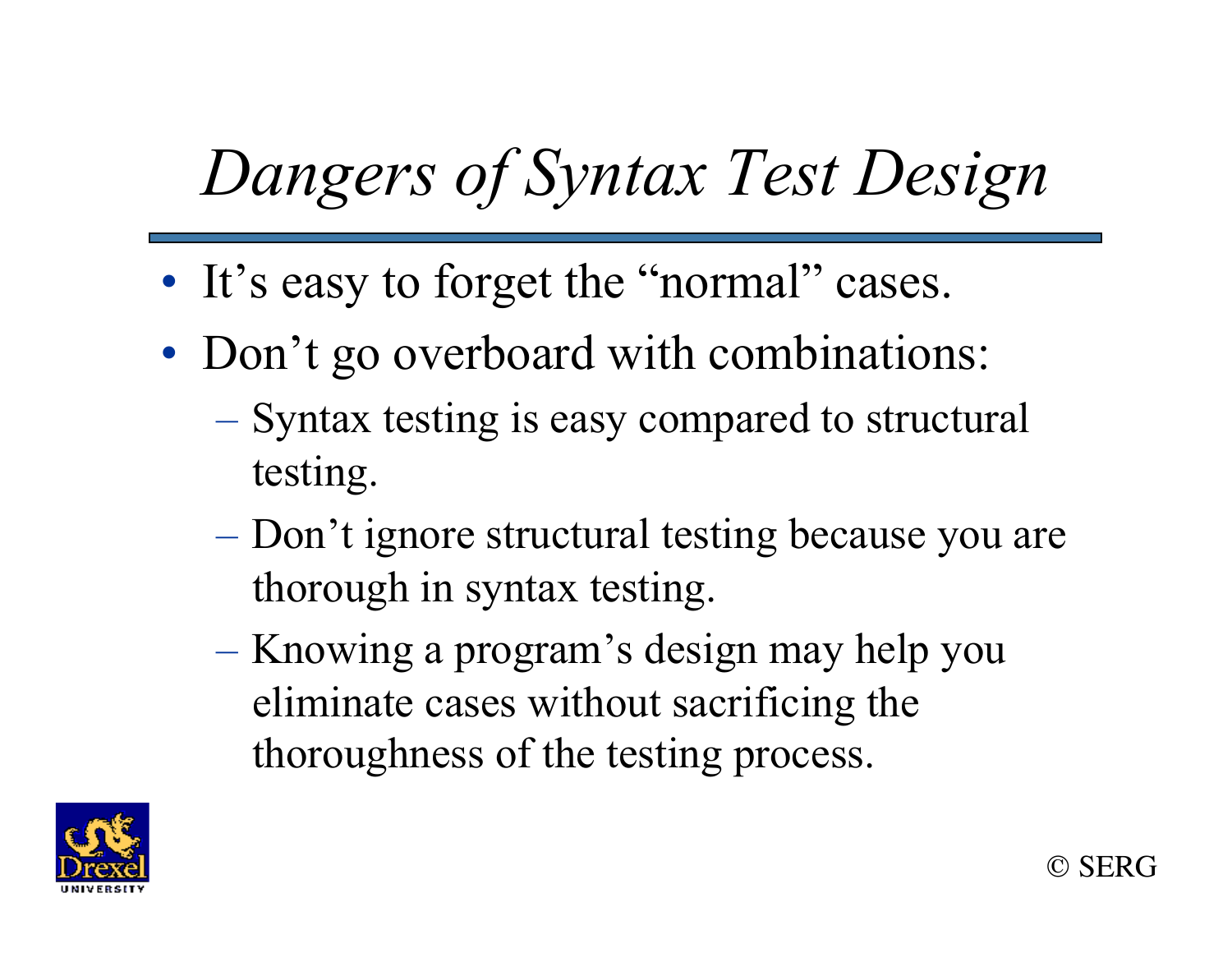# *Dangers of Syntax Test Design*

- It's easy to forget the "normal" cases.
- Don't go overboard with combinations:
  - Syntax testing is easy compared to structural testing.
  - Don't ignore structural testing because you are thorough in syntax testing.
  - Knowing a program's design may help you eliminate cases without sacrificing the thoroughness of the testing process.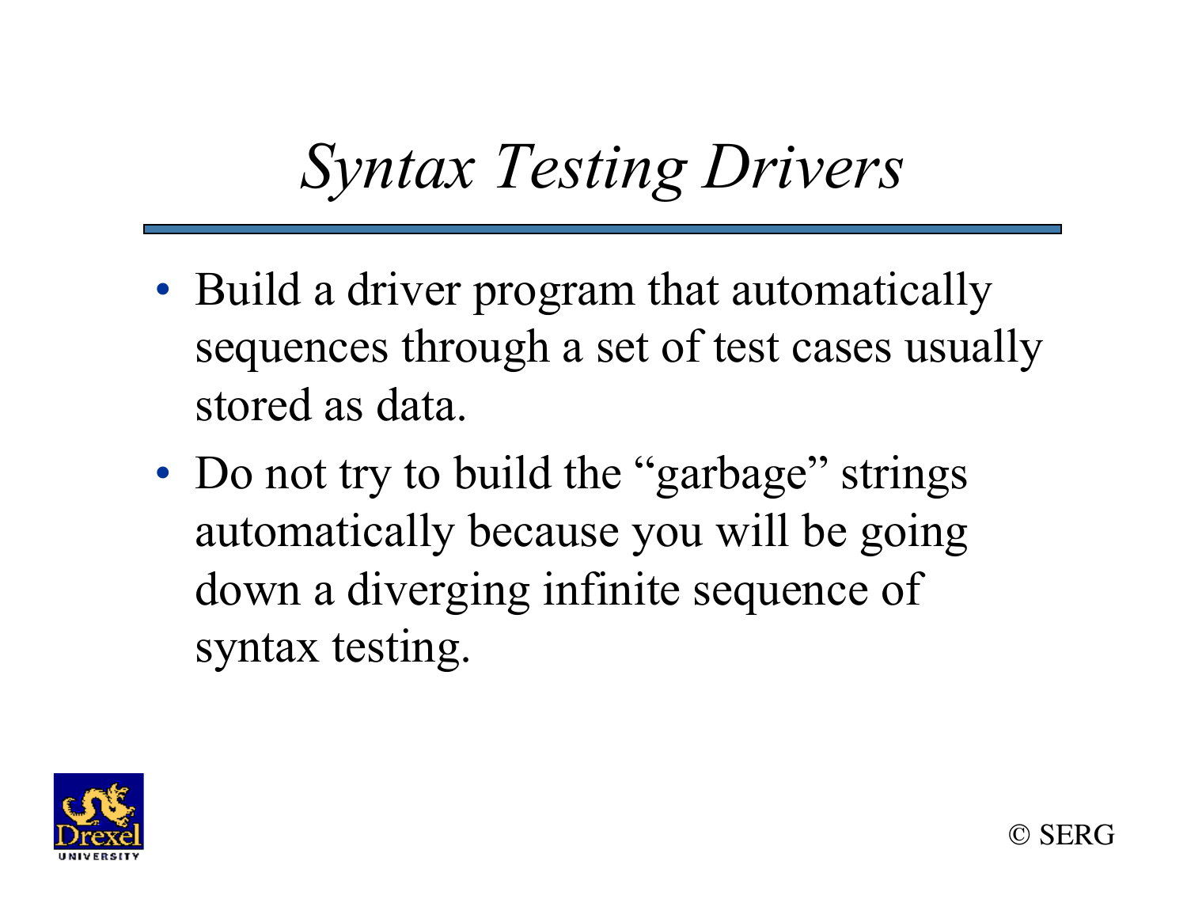# *Syntax Testing Drivers*

- Build a driver program that automatically sequences through a set of test cases usually stored as data.
- Do not try to build the "garbage" strings automatically because you will be going down a diverging infinite sequence of syntax testing.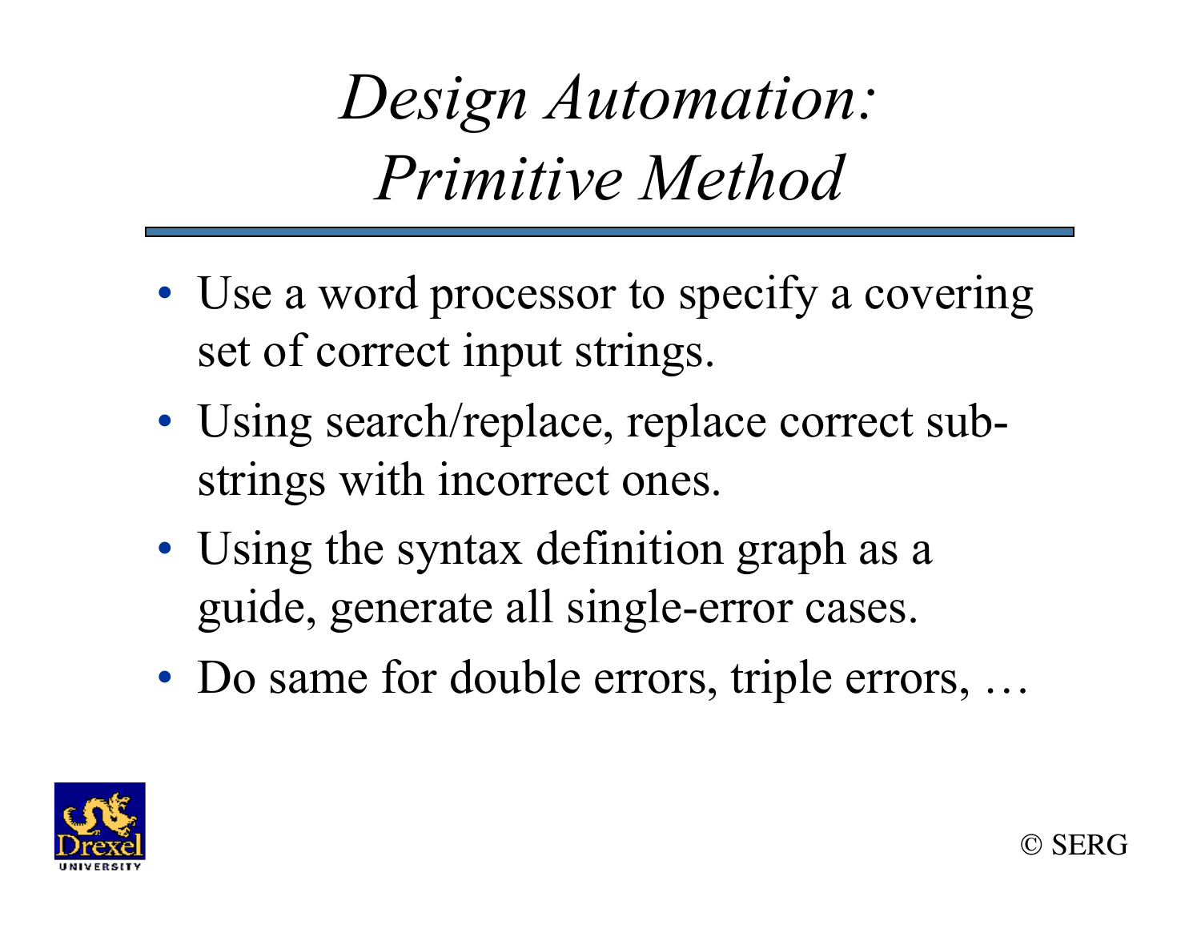# *Design Automation: Primitive Method*

- Use a word processor to specify a covering set of correct input strings.
- Using search/replace, replace correct sub-strings with incorrect ones.
- Using the syntax definition graph as a guide, generate all single-error cases.
- Do same for double errors, triple errors, …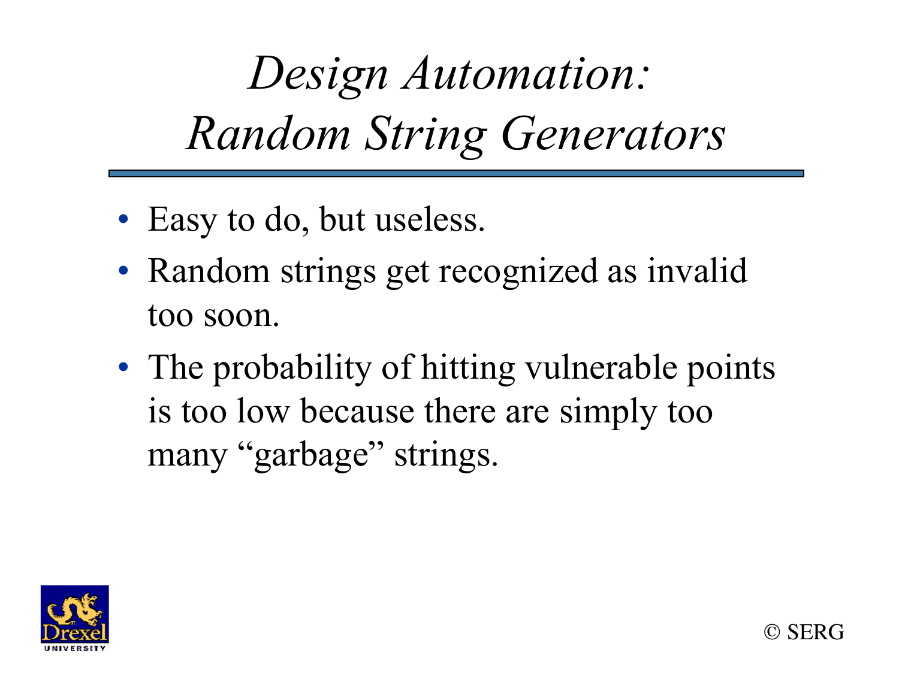# *Design Automation: Random String Generators*

- Easy to do, but useless.
- Random strings get recognized as invalid too soon.
- The probability of hitting vulnerable points is too low because there are simply too many "garbage" strings.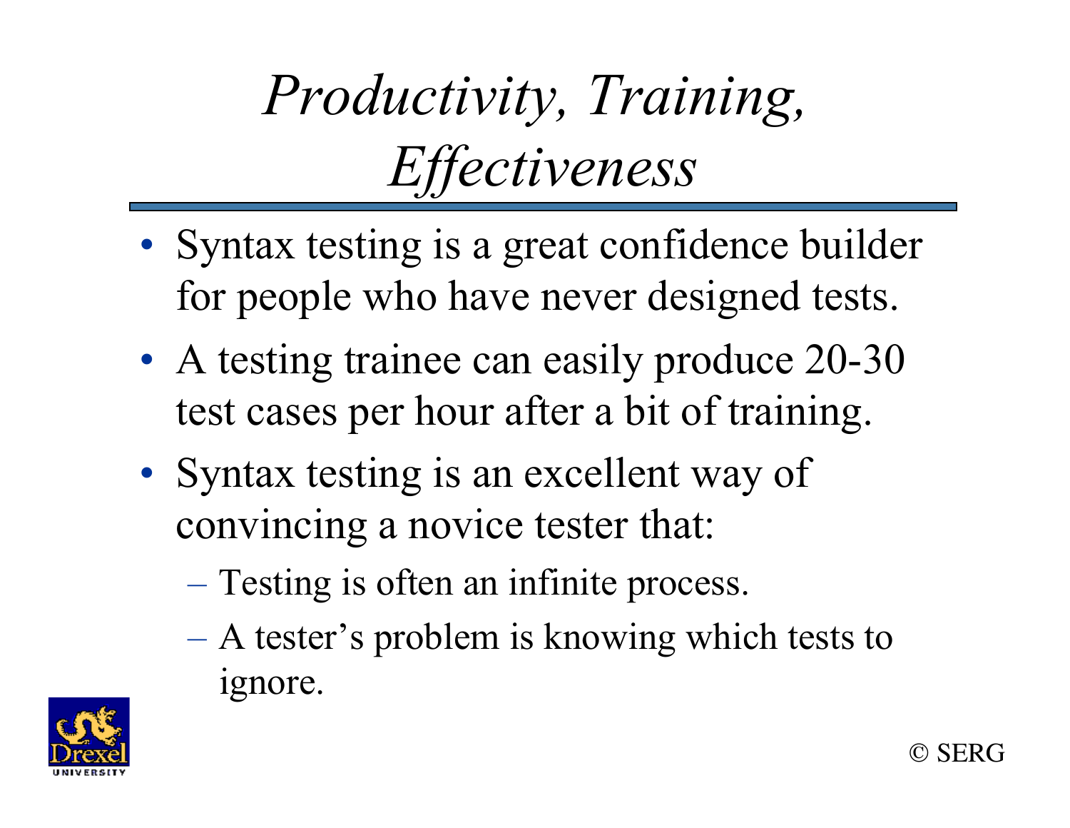# *Productivity, Training, Effectiveness*

- Syntax testing is a great confidence builder for people who have never designed tests.
- A testing trainee can easily produce 20-30 test cases per hour after a bit of training.
- Syntax testing is an excellent way of convincing a novice tester that:
  - Testing is often an infinite process.
  - A tester's problem is knowing which tests to ignore.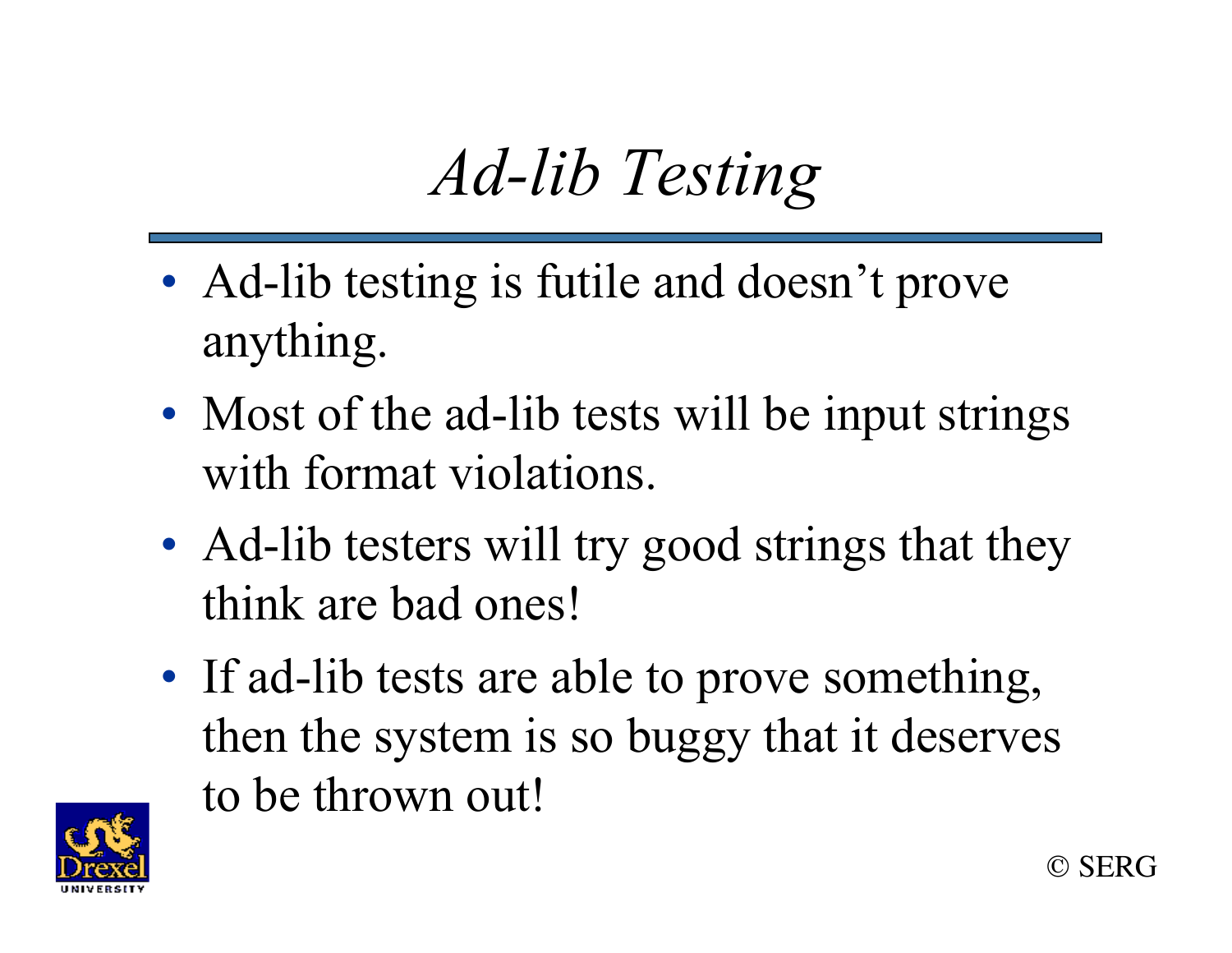# *Ad-lib Testing*

- Ad-lib testing is futile and doesn't prove anything.
- Most of the ad-lib tests will be input strings with format violations.
- Ad-lib testers will try good strings that they think are bad ones!
- If ad-lib tests are able to prove something, then the system is so buggy that it deserves to be thrown out!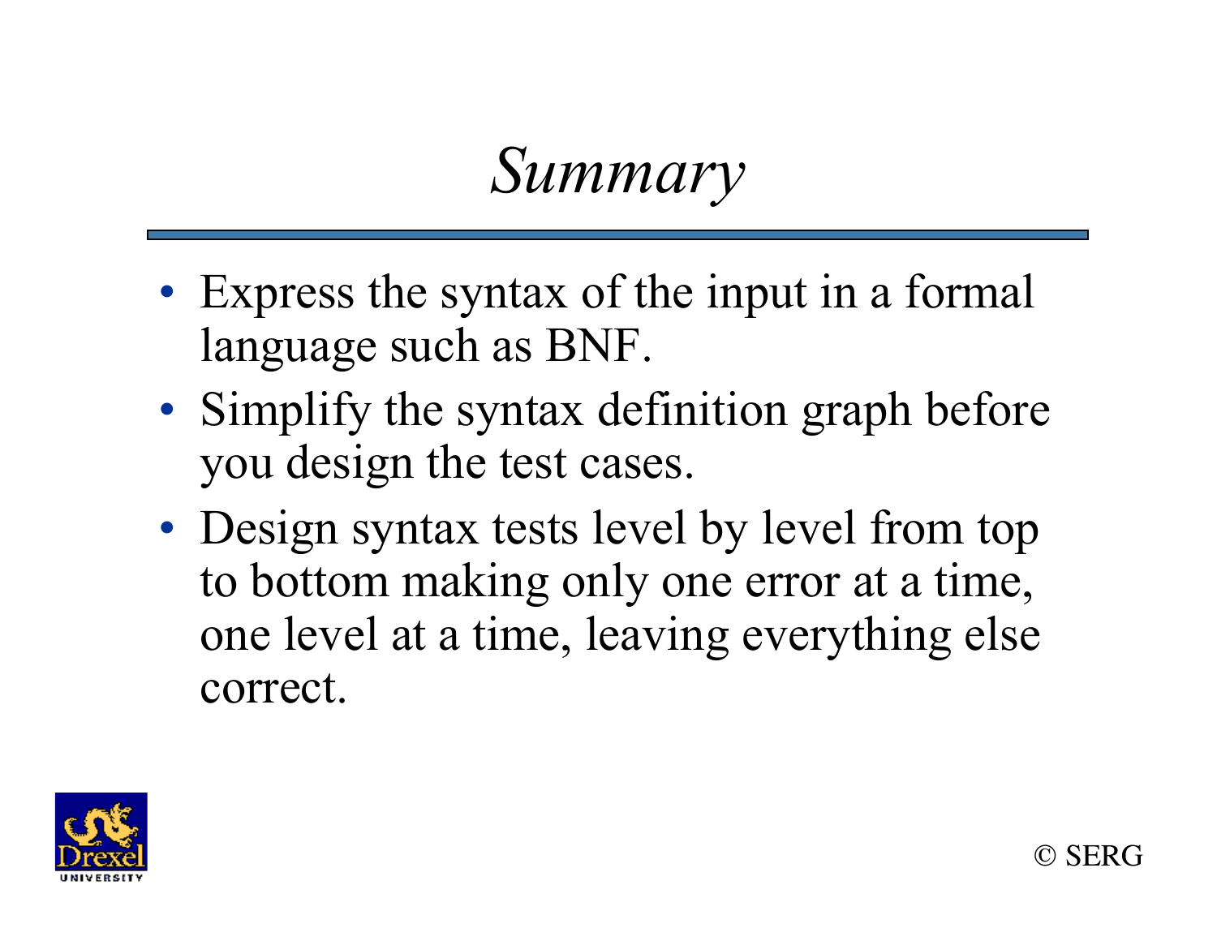# *Summary*

- Express the syntax of the input in a formal language such as BNF.
- Simplify the syntax definition graph before you design the test cases.
- Design syntax tests level by level from top to bottom making only one error at a time, one level at a time, leaving everything else correct.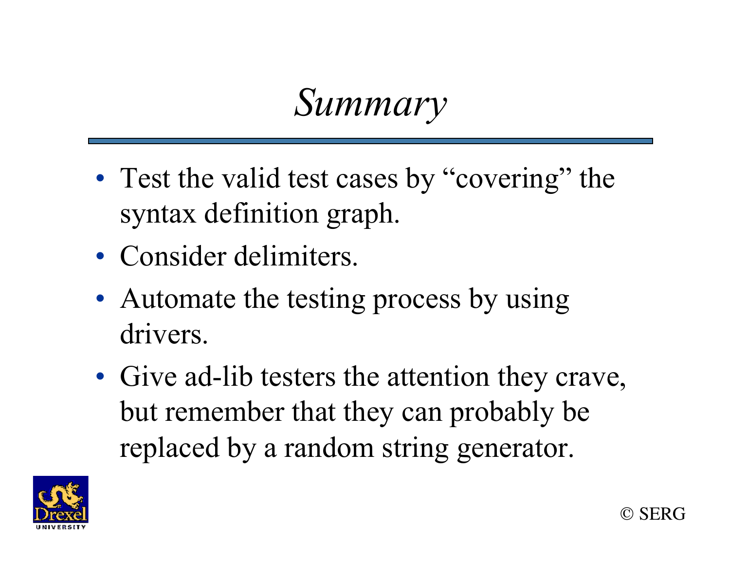# *Summary*

- Test the valid test cases by "covering" the syntax definition graph.
- Consider delimiters.
- Automate the testing process by using drivers.
- Give ad-lib testers the attention they crave, but remember that they can probably be replaced by a random string generator.

© SERG